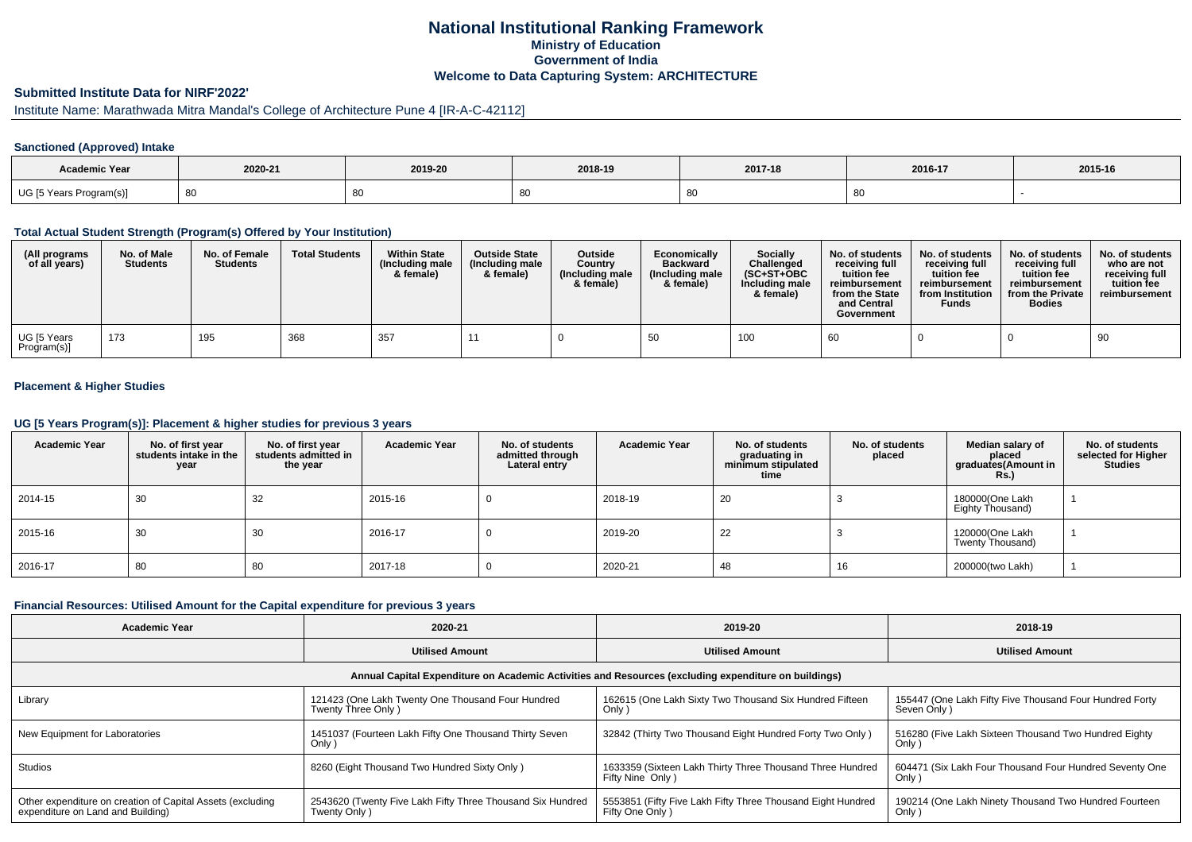# National Institutional Ranking Framework

**Ministry of Education**

**Government of India**

**Welcome to Data Capturing System: ARCHITECTURE**

## Submitted Institute Data for NIRF'2022'

Institute Name: Marathwada Mitra Mandal's College of Architecture Pune 4 [IR-A-C-42112]

### Sanctioned (Approved) Intake

| Academic Year | 2020-21 | 2019-20 | 2018-19 | 2017-18 | 2016-17 | 2015-16 |
|---|---|---|---|---|---|---|
| UG [5 Years Program(s)] | 80 | 80 | 80 | 80 | 80 | - |

### Total Actual Student Strength (Program(s) Offered by Your Institution)

| (All programs of all years) | No. of Male Students | No. of Female Students | Total Students | Within State (Including male & female) | Outside State (Including male & female) | Outside Country (Including male & female) | Economically Backward (Including male & female) | Socially Challenged (SC+ST+OBC Including male & female) | No. of students receiving full tuition fee reimbursement from the State and Central Government | No. of students receiving full tuition fee reimbursement from Institution Funds | No. of students receiving full tuition fee reimbursement from the Private Bodies | No. of students who are not receiving full tuition fee reimbursement |
|---|---|---|---|---|---|---|---|---|---|---|---|---|
| UG [5 Years Program(s)] | 173 | 195 | 368 | 357 | 11 | 0 | 50 | 100 | 60 | 0 | 0 | 90 |

### Placement & Higher Studies

### UG [5 Years Program(s)]: Placement & higher studies for previous 3 years

| Academic Year | No. of first year students intake in the year | No. of first year students admitted in the year | Academic Year | No. of students admitted through Lateral entry | Academic Year | No. of students graduating in minimum stipulated time | No. of students placed | Median salary of placed graduates(Amount in Rs.) | No. of students selected for Higher Studies |
|---|---|---|---|---|---|---|---|---|---|
| 2014-15 | 30 | 32 | 2015-16 | 0 | 2018-19 | 20 | 3 | 180000(One Lakh Eighty Thousand) | 1 |
| 2015-16 | 30 | 30 | 2016-17 | 0 | 2019-20 | 22 | 3 | 120000(One Lakh Twenty Thousand) | 1 |
| 2016-17 | 80 | 80 | 2017-18 | 0 | 2020-21 | 48 | 16 | 200000(two Lakh) | 1 |

### Financial Resources: Utilised Amount for the Capital expenditure for previous 3 years

| Academic Year | 2020-21 | 2019-20 | 2018-19 |
|---|---|---|---|
| | Utilised Amount | Utilised Amount | Utilised Amount |
| Annual Capital Expenditure on Academic Activities and Resources (excluding expenditure on buildings) | | | |
| Library | 121423 (One Lakh Twenty One Thousand Four Hundred Twenty Three Only ) | 162615 (One Lakh Sixty Two Thousand Six Hundred Fifteen Only ) | 155447 (One Lakh Fifty Five Thousand Four Hundred Forty Seven Only ) |
| New Equipment for Laboratories | 1451037 (Fourteen Lakh Fifty One Thousand Thirty Seven Only ) | 32842 (Thirty Two Thousand Eight Hundred Forty Two Only ) | 516280 (Five Lakh Sixteen Thousand Two Hundred Eighty Only ) |
| Studios | 8260 (Eight Thousand Two Hundred Sixty Only ) | 1633359 (Sixteen Lakh Thirty Three Thousand Three Hundred Fifty Nine Only ) | 604471 (Six Lakh Four Thousand Four Hundred Seventy One Only ) |
| Other expenditure on creation of Capital Assets (excluding expenditure on Land and Building) | 2543620 (Twenty Five Lakh Fifty Three Thousand Six Hundred Twenty Only ) | 5553851 (Fifty Five Lakh Fifty Three Thousand Eight Hundred Fifty One Only ) | 190214 (One Lakh Ninety Thousand Two Hundred Fourteen Only ) |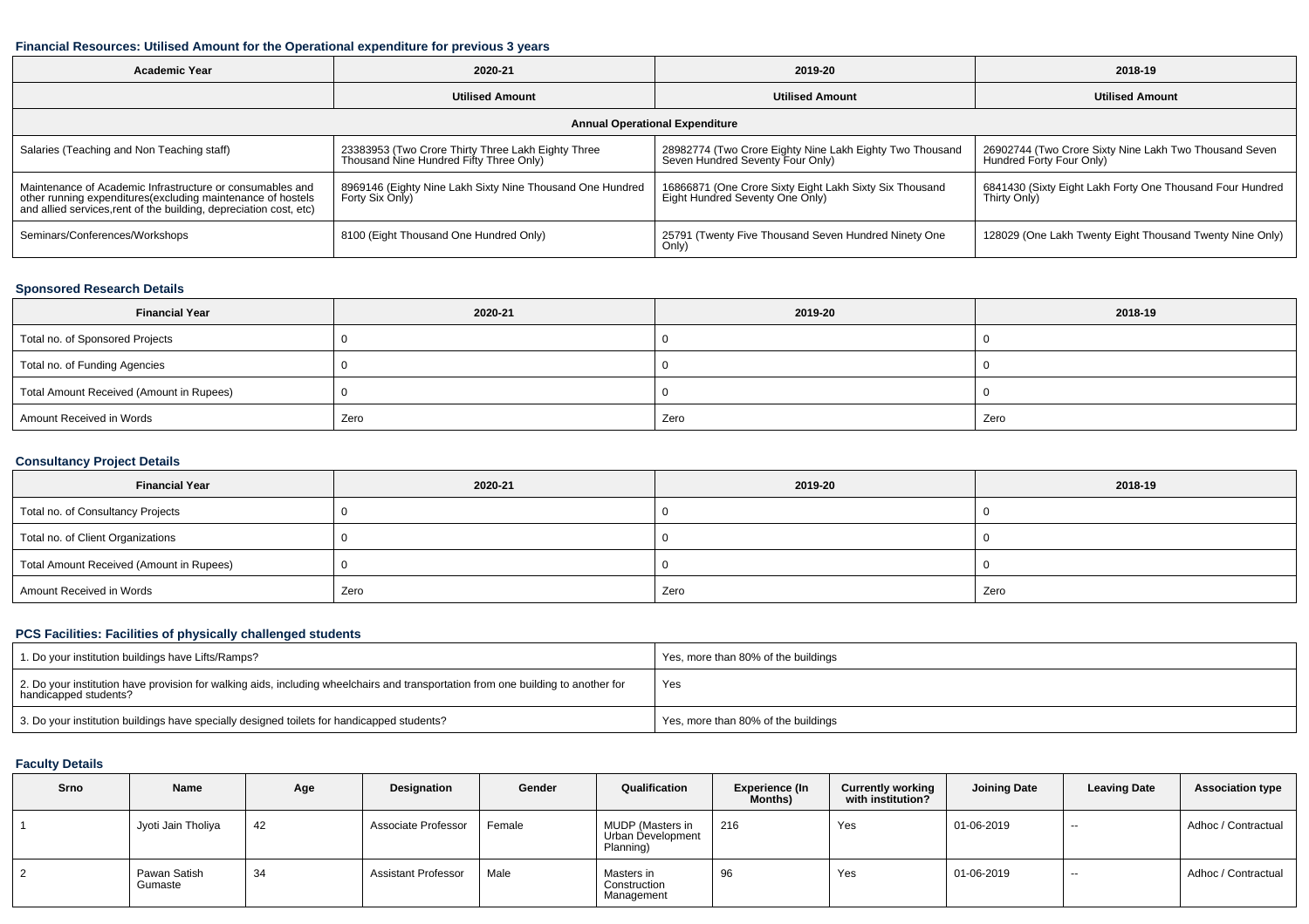### Financial Resources: Utilised Amount for the Operational expenditure for previous 3 years

| Academic Year | 2020-21 | 2019-20 | 2018-19 |
|---|---|---|---|
| | Utilised Amount | Utilised Amount | Utilised Amount |
| Annual Operational Expenditure | | | |
| Salaries (Teaching and Non Teaching staff) | 23383953 (Two Crore Thirty Three Lakh Eighty Three Thousand Nine Hundred Fifty Three Only) | 28982774 (Two Crore Eighty Nine Lakh Eighty Two Thousand Seven Hundred Seventy Four Only) | 26902744 (Two Crore Sixty Nine Lakh Two Thousand Seven Hundred Forty Four Only) |
| Maintenance of Academic Infrastructure or consumables and other running expenditures(excluding maintenance of hostels and allied services,rent of the building, depreciation cost, etc) | 8969146 (Eighty Nine Lakh Sixty Nine Thousand One Hundred Forty Six Only) | 16866871 (One Crore Sixty Eight Lakh Sixty Six Thousand Eight Hundred Seventy One Only) | 6841430 (Sixty Eight Lakh Forty One Thousand Four Hundred Thirty Only) |
| Seminars/Conferences/Workshops | 8100 (Eight Thousand One Hundred Only) | 25791 (Twenty Five Thousand Seven Hundred Ninety One Only) | 128029 (One Lakh Twenty Eight Thousand Twenty Nine Only) |

### Sponsored Research Details

| Financial Year | 2020-21 | 2019-20 | 2018-19 |
|---|---|---|---|
| Total no. of Sponsored Projects | 0 | 0 | 0 |
| Total no. of Funding Agencies | 0 | 0 | 0 |
| Total Amount Received (Amount in Rupees) | 0 | 0 | 0 |
| Amount Received in Words | Zero | Zero | Zero |

### Consultancy Project Details

| Financial Year | 2020-21 | 2019-20 | 2018-19 |
|---|---|---|---|
| Total no. of Consultancy Projects | 0 | 0 | 0 |
| Total no. of Client Organizations | 0 | 0 | 0 |
| Total Amount Received (Amount in Rupees) | 0 | 0 | 0 |
| Amount Received in Words | Zero | Zero | Zero |

### PCS Facilities: Facilities of physically challenged students

| | |
|---|---|
| 1. Do your institution buildings have Lifts/Ramps? | Yes, more than 80% of the buildings |
| 2. Do your institution have provision for walking aids, including wheelchairs and transportation from one building to another for handicapped students? | Yes |
| 3. Do your institution buildings have specially designed toilets for handicapped students? | Yes, more than 80% of the buildings |

### Faculty Details

| Srno | Name | Age | Designation | Gender | Qualification | Experience (In Months) | Currently working with institution? | Joining Date | Leaving Date | Association type |
|---|---|---|---|---|---|---|---|---|---|---|
| 1 | Jyoti Jain Tholiya | 42 | Associate Professor | Female | MUDP (Masters in Urban Development Planning) | 216 | Yes | 01-06-2019 | -- | Adhoc / Contractual |
| 2 | Pawan Satish Gumaste | 34 | Assistant Professor | Male | Masters in Construction Management | 96 | Yes | 01-06-2019 | -- | Adhoc / Contractual |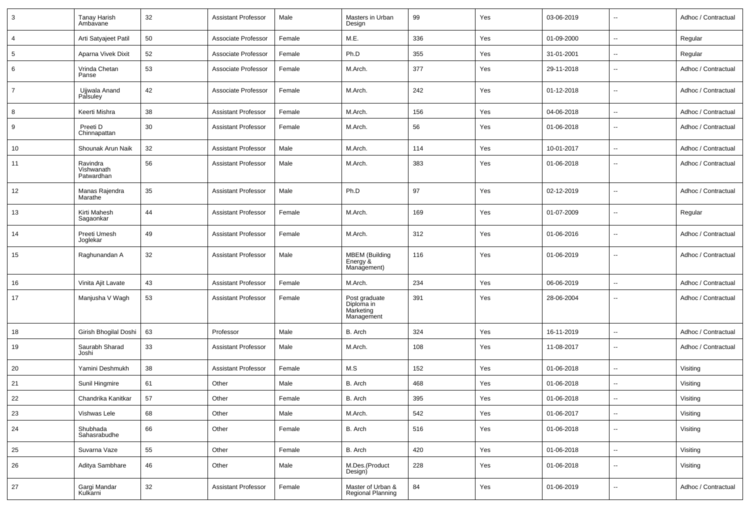| 3 | Tanay Harish Ambavane | 32 | Assistant Professor | Male | Masters in Urban Design | 99 | Yes | 03-06-2019 | -- | Adhoc / Contractual |
|---|---|---|---|---|---|---|---|---|---|---|
| 4 | Arti Satyajeet Patil | 50 | Associate Professor | Female | M.E. | 336 | Yes | 01-09-2000 | -- | Regular |
| 5 | Aparna Vivek Dixit | 52 | Associate Professor | Female | Ph.D | 355 | Yes | 31-01-2001 | -- | Regular |
| 6 | Vrinda Chetan Panse | 53 | Associate Professor | Female | M.Arch. | 377 | Yes | 29-11-2018 | -- | Adhoc / Contractual |
| 7 | Ujjwala Anand Palsuley | 42 | Associate Professor | Female | M.Arch. | 242 | Yes | 01-12-2018 | -- | Adhoc / Contractual |
| 8 | Keerti Mishra | 38 | Assistant Professor | Female | M.Arch. | 156 | Yes | 04-06-2018 | -- | Adhoc / Contractual |
| 9 | Preeti D Chinnapattan | 30 | Assistant Professor | Female | M.Arch. | 56 | Yes | 01-06-2018 | -- | Adhoc / Contractual |
| 10 | Shounak Arun Naik | 32 | Assistant Professor | Male | M.Arch. | 114 | Yes | 10-01-2017 | -- | Adhoc / Contractual |
| 11 | Ravindra Vishwanath Patwardhan | 56 | Assistant Professor | Male | M.Arch. | 383 | Yes | 01-06-2018 | -- | Adhoc / Contractual |
| 12 | Manas Rajendra Marathe | 35 | Assistant Professor | Male | Ph.D | 97 | Yes | 02-12-2019 | -- | Adhoc / Contractual |
| 13 | Kirti Mahesh Sagaonkar | 44 | Assistant Professor | Female | M.Arch. | 169 | Yes | 01-07-2009 | -- | Regular |
| 14 | Preeti Umesh Joglekar | 49 | Assistant Professor | Female | M.Arch. | 312 | Yes | 01-06-2016 | -- | Adhoc / Contractual |
| 15 | Raghunandan A | 32 | Assistant Professor | Male | MBEM (Building Energy & Management) | 116 | Yes | 01-06-2019 | -- | Adhoc / Contractual |
| 16 | Vinita Ajit Lavate | 43 | Assistant Professor | Female | M.Arch. | 234 | Yes | 06-06-2019 | -- | Adhoc / Contractual |
| 17 | Manjusha V Wagh | 53 | Assistant Professor | Female | Post graduate Diploma in Marketing Management | 391 | Yes | 28-06-2004 | -- | Adhoc / Contractual |
| 18 | Girish Bhogilal Doshi | 63 | Professor | Male | B. Arch | 324 | Yes | 16-11-2019 | -- | Adhoc / Contractual |
| 19 | Saurabh Sharad Joshi | 33 | Assistant Professor | Male | M.Arch. | 108 | Yes | 11-08-2017 | -- | Adhoc / Contractual |
| 20 | Yamini Deshmukh | 38 | Assistant Professor | Female | M.S | 152 | Yes | 01-06-2018 | -- | Visiting |
| 21 | Sunil Hingmire | 61 | Other | Male | B. Arch | 468 | Yes | 01-06-2018 | -- | Visiting |
| 22 | Chandrika Kanitkar | 57 | Other | Female | B. Arch | 395 | Yes | 01-06-2018 | -- | Visiting |
| 23 | Vishwas Lele | 68 | Other | Male | M.Arch. | 542 | Yes | 01-06-2017 | -- | Visiting |
| 24 | Shubhada Sahasrabudhe | 66 | Other | Female | B. Arch | 516 | Yes | 01-06-2018 | -- | Visiting |
| 25 | Suvarna Vaze | 55 | Other | Female | B. Arch | 420 | Yes | 01-06-2018 | -- | Visiting |
| 26 | Aditya Sambhare | 46 | Other | Male | M.Des.(Product Design) | 228 | Yes | 01-06-2018 | -- | Visiting |
| 27 | Gargi Mandar Kulkarni | 32 | Assistant Professor | Female | Master of Urban & Regional Planning | 84 | Yes | 01-06-2019 | -- | Adhoc / Contractual |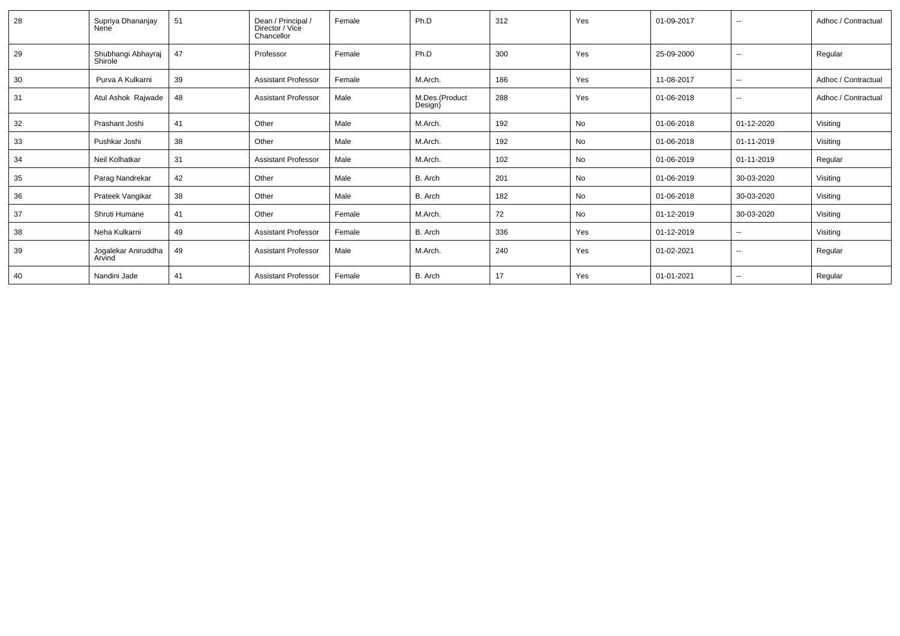| | | | | | | | | | | |
|---|---|---|---|---|---|---|---|---|---|---|
| 28 | Supriya Dhananjay Nene | 51 | Dean / Principal / Director / Vice Chancellor | Female | Ph.D | 312 | Yes | 01-09-2017 | -- | Adhoc / Contractual |
| 29 | Shubhangi Abhayraj Shirole | 47 | Professor | Female | Ph.D | 300 | Yes | 25-09-2000 | -- | Regular |
| 30 | Purva A Kulkarni | 39 | Assistant Professor | Female | M.Arch. | 186 | Yes | 11-08-2017 | -- | Adhoc / Contractual |
| 31 | Atul Ashok Rajwade | 48 | Assistant Professor | Male | M.Des.(Product Design) | 288 | Yes | 01-06-2018 | -- | Adhoc / Contractual |
| 32 | Prashant Joshi | 41 | Other | Male | M.Arch. | 192 | No | 01-06-2018 | 01-12-2020 | Visiting |
| 33 | Pushkar Joshi | 38 | Other | Male | M.Arch. | 192 | No | 01-06-2018 | 01-11-2019 | Visiting |
| 34 | Neil Kolhatkar | 31 | Assistant Professor | Male | M.Arch. | 102 | No | 01-06-2019 | 01-11-2019 | Regular |
| 35 | Parag Nandrekar | 42 | Other | Male | B. Arch | 201 | No | 01-06-2019 | 30-03-2020 | Visiting |
| 36 | Prateek Vangikar | 38 | Other | Male | B. Arch | 182 | No | 01-06-2018 | 30-03-2020 | Visiting |
| 37 | Shruti Humane | 41 | Other | Female | M.Arch. | 72 | No | 01-12-2019 | 30-03-2020 | Visiting |
| 38 | Neha Kulkarni | 49 | Assistant Professor | Female | B. Arch | 336 | Yes | 01-12-2019 | -- | Visiting |
| 39 | Jogalekar Aniruddha Arvind | 49 | Assistant Professor | Male | M.Arch. | 240 | Yes | 01-02-2021 | -- | Regular |
| 40 | Nandini Jade | 41 | Assistant Professor | Female | B. Arch | 17 | Yes | 01-01-2021 | -- | Regular |